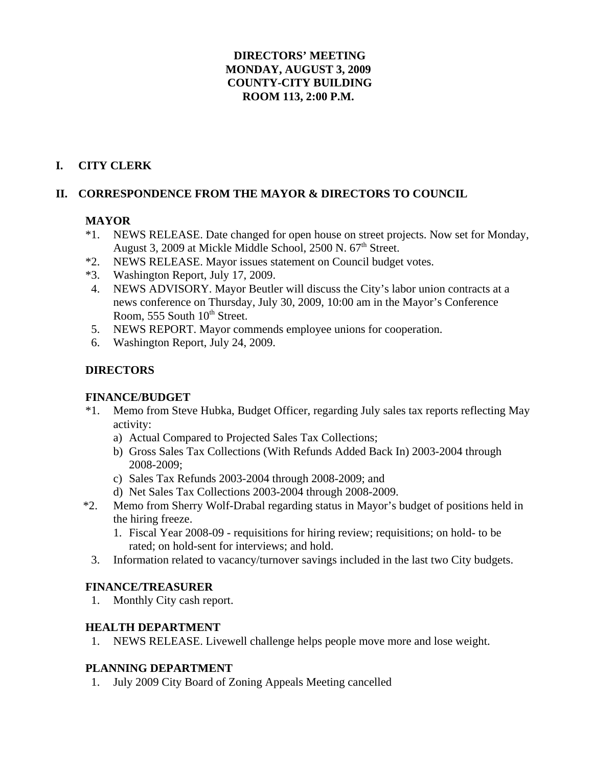**DIRECTORS' MEETING**
**MONDAY, AUGUST 3, 2009**
**COUNTY-CITY BUILDING**
**ROOM 113, 2:00 P.M.**

## I. CITY CLERK

## II. CORRESPONDENCE FROM THE MAYOR & DIRECTORS TO COUNCIL

### MAYOR

*1. NEWS RELEASE. Date changed for open house on street projects. Now set for Monday, August 3, 2009 at Mickle Middle School, 2500 N. 67th Street.
*2. NEWS RELEASE. Mayor issues statement on Council budget votes.
*3. Washington Report, July 17, 2009.
4. NEWS ADVISORY. Mayor Beutler will discuss the City's labor union contracts at a news conference on Thursday, July 30, 2009, 10:00 am in the Mayor's Conference Room, 555 South 10th Street.
5. NEWS REPORT. Mayor commends employee unions for cooperation.
6. Washington Report, July 24, 2009.

### DIRECTORS

### FINANCE/BUDGET

*1. Memo from Steve Hubka, Budget Officer, regarding July sales tax reports reflecting May activity:
   a) Actual Compared to Projected Sales Tax Collections;
   b) Gross Sales Tax Collections (With Refunds Added Back In) 2003-2004 through 2008-2009;
   c) Sales Tax Refunds 2003-2004 through 2008-2009; and
   d) Net Sales Tax Collections 2003-2004 through 2008-2009.
*2. Memo from Sherry Wolf-Drabal regarding status in Mayor's budget of positions held in the hiring freeze.
   1. Fiscal Year 2008-09 - requisitions for hiring review; requisitions; on hold- to be rated; on hold-sent for interviews; and hold.
3. Information related to vacancy/turnover savings included in the last two City budgets.

### FINANCE/TREASURER

1. Monthly City cash report.

### HEALTH DEPARTMENT

1. NEWS RELEASE. Livewell challenge helps people move more and lose weight.

### PLANNING DEPARTMENT

1. July 2009 City Board of Zoning Appeals Meeting cancelled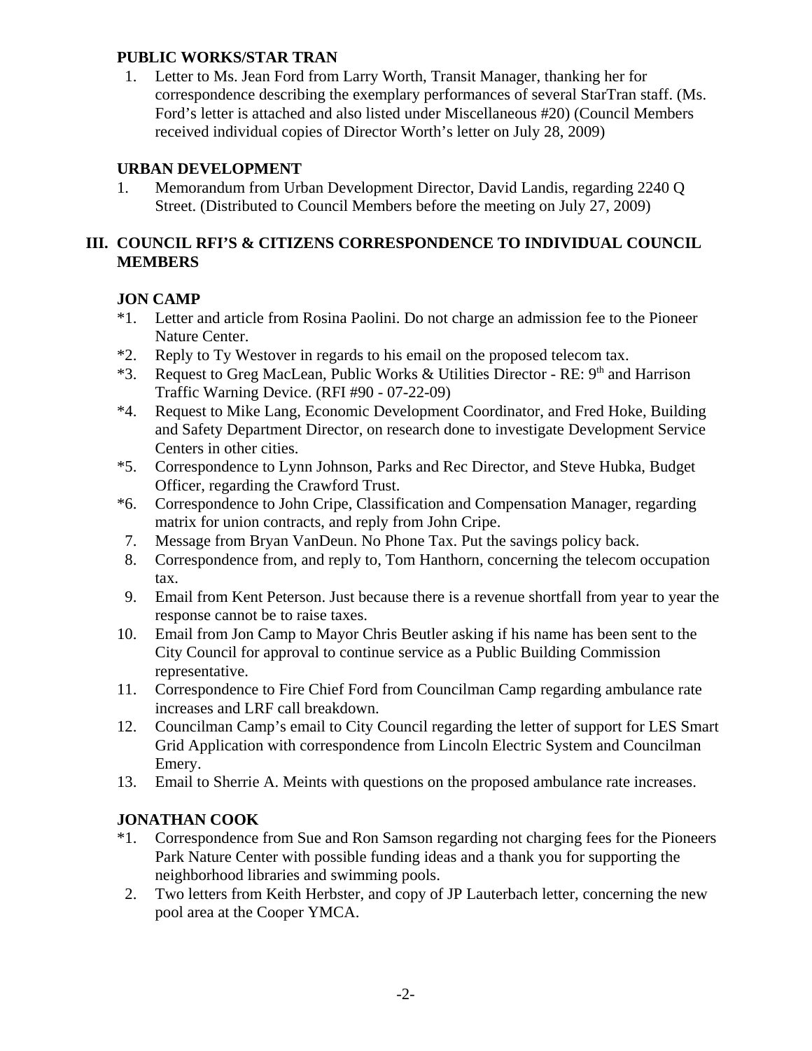### PUBLIC WORKS/STAR TRAN

1. Letter to Ms. Jean Ford from Larry Worth, Transit Manager, thanking her for correspondence describing the exemplary performances of several StarTran staff. (Ms. Ford's letter is attached and also listed under Miscellaneous #20) (Council Members received individual copies of Director Worth's letter on July 28, 2009)

### URBAN DEVELOPMENT

1. Memorandum from Urban Development Director, David Landis, regarding 2240 Q Street. (Distributed to Council Members before the meeting on July 27, 2009)

## III. COUNCIL RFI'S & CITIZENS CORRESPONDENCE TO INDIVIDUAL COUNCIL MEMBERS

### JON CAMP

- *1. Letter and article from Rosina Paolini. Do not charge an admission fee to the Pioneer Nature Center.
- *2. Reply to Ty Westover in regards to his email on the proposed telecom tax.
- *3. Request to Greg MacLean, Public Works & Utilities Director - RE: 9th and Harrison Traffic Warning Device. (RFI #90 - 07-22-09)
- *4. Request to Mike Lang, Economic Development Coordinator, and Fred Hoke, Building and Safety Department Director, on research done to investigate Development Service Centers in other cities.
- *5. Correspondence to Lynn Johnson, Parks and Rec Director, and Steve Hubka, Budget Officer, regarding the Crawford Trust.
- *6. Correspondence to John Cripe, Classification and Compensation Manager, regarding matrix for union contracts, and reply from John Cripe.
- 7. Message from Bryan VanDeun. No Phone Tax. Put the savings policy back.
- 8. Correspondence from, and reply to, Tom Hanthorn, concerning the telecom occupation tax.
- 9. Email from Kent Peterson. Just because there is a revenue shortfall from year to year the response cannot be to raise taxes.
- 10. Email from Jon Camp to Mayor Chris Beutler asking if his name has been sent to the City Council for approval to continue service as a Public Building Commission representative.
- 11. Correspondence to Fire Chief Ford from Councilman Camp regarding ambulance rate increases and LRF call breakdown.
- 12. Councilman Camp's email to City Council regarding the letter of support for LES Smart Grid Application with correspondence from Lincoln Electric System and Councilman Emery.
- 13. Email to Sherrie A. Meints with questions on the proposed ambulance rate increases.

### JONATHAN COOK

- *1. Correspondence from Sue and Ron Samson regarding not charging fees for the Pioneers Park Nature Center with possible funding ideas and a thank you for supporting the neighborhood libraries and swimming pools.
- 2. Two letters from Keith Herbster, and copy of JP Lauterbach letter, concerning the new pool area at the Cooper YMCA.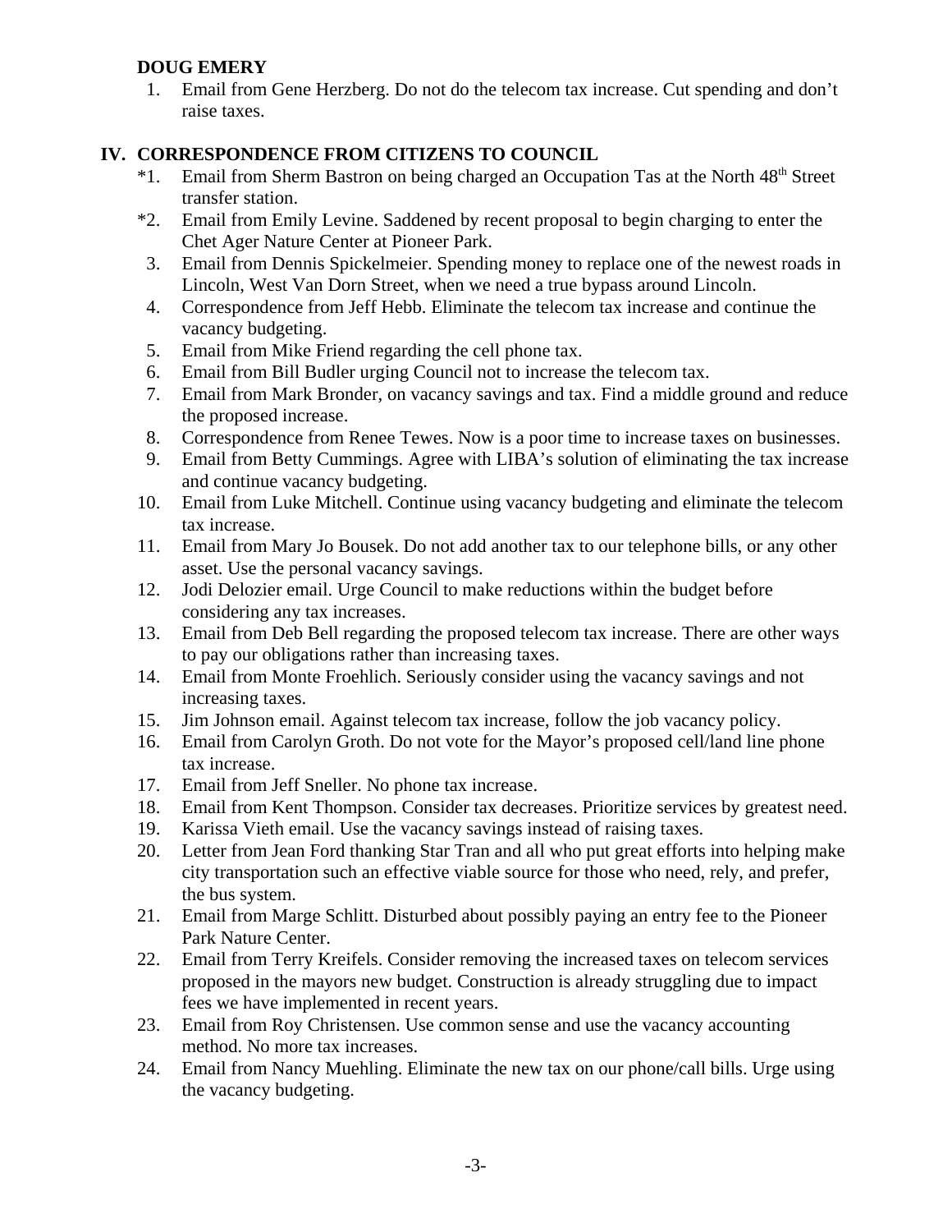**DOUG EMERY**

1. Email from Gene Herzberg. Do not do the telecom tax increase. Cut spending and don't raise taxes.

## IV. CORRESPONDENCE FROM CITIZENS TO COUNCIL

*1. Email from Sherm Bastron on being charged an Occupation Tas at the North 48th Street transfer station.

*2. Email from Emily Levine. Saddened by recent proposal to begin charging to enter the Chet Ager Nature Center at Pioneer Park.

3. Email from Dennis Spickelmeier. Spending money to replace one of the newest roads in Lincoln, West Van Dorn Street, when we need a true bypass around Lincoln.
4. Correspondence from Jeff Hebb. Eliminate the telecom tax increase and continue the vacancy budgeting.
5. Email from Mike Friend regarding the cell phone tax.
6. Email from Bill Budler urging Council not to increase the telecom tax.
7. Email from Mark Bronder, on vacancy savings and tax. Find a middle ground and reduce the proposed increase.
8. Correspondence from Renee Tewes. Now is a poor time to increase taxes on businesses.
9. Email from Betty Cummings. Agree with LIBA's solution of eliminating the tax increase and continue vacancy budgeting.
10. Email from Luke Mitchell. Continue using vacancy budgeting and eliminate the telecom tax increase.
11. Email from Mary Jo Bousek. Do not add another tax to our telephone bills, or any other asset. Use the personal vacancy savings.
12. Jodi Delozier email. Urge Council to make reductions within the budget before considering any tax increases.
13. Email from Deb Bell regarding the proposed telecom tax increase. There are other ways to pay our obligations rather than increasing taxes.
14. Email from Monte Froehlich. Seriously consider using the vacancy savings and not increasing taxes.
15. Jim Johnson email. Against telecom tax increase, follow the job vacancy policy.
16. Email from Carolyn Groth. Do not vote for the Mayor's proposed cell/land line phone tax increase.
17. Email from Jeff Sneller. No phone tax increase.
18. Email from Kent Thompson. Consider tax decreases. Prioritize services by greatest need.
19. Karissa Vieth email. Use the vacancy savings instead of raising taxes.
20. Letter from Jean Ford thanking Star Tran and all who put great efforts into helping make city transportation such an effective viable source for those who need, rely, and prefer, the bus system.
21. Email from Marge Schlitt. Disturbed about possibly paying an entry fee to the Pioneer Park Nature Center.
22. Email from Terry Kreifels. Consider removing the increased taxes on telecom services proposed in the mayors new budget. Construction is already struggling due to impact fees we have implemented in recent years.
23. Email from Roy Christensen. Use common sense and use the vacancy accounting method. No more tax increases.
24. Email from Nancy Muehling. Eliminate the new tax on our phone/call bills. Urge using the vacancy budgeting.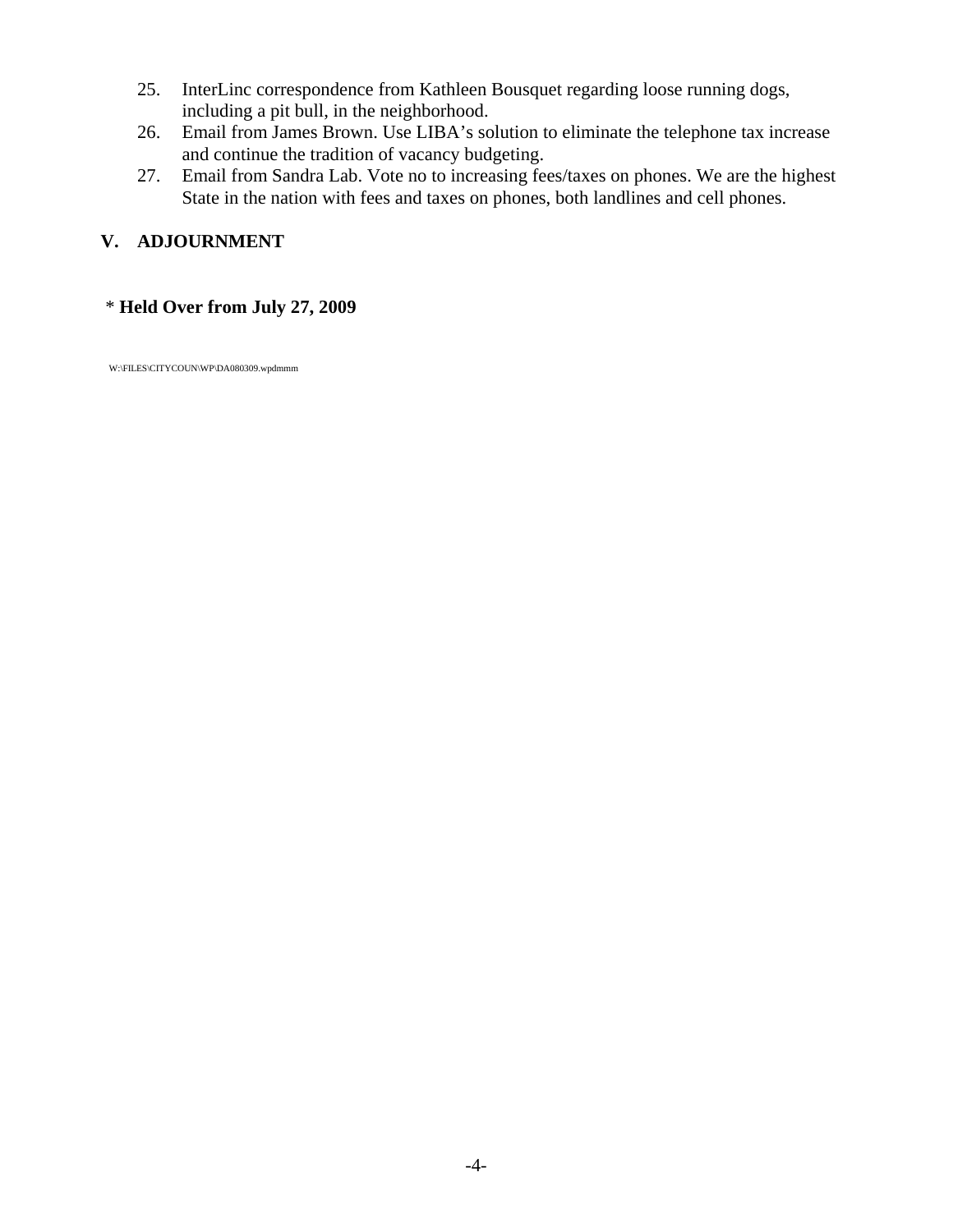25. InterLinc correspondence from Kathleen Bousquet regarding loose running dogs, including a pit bull, in the neighborhood.
26. Email from James Brown. Use LIBA's solution to eliminate the telephone tax increase and continue the tradition of vacancy budgeting.
27. Email from Sandra Lab. Vote no to increasing fees/taxes on phones. We are the highest State in the nation with fees and taxes on phones, both landlines and cell phones.

## V. ADJOURNMENT

\* **Held Over from July 27, 2009**

W:\FILES\CITYCOUN\WP\DA080309.wpdmmm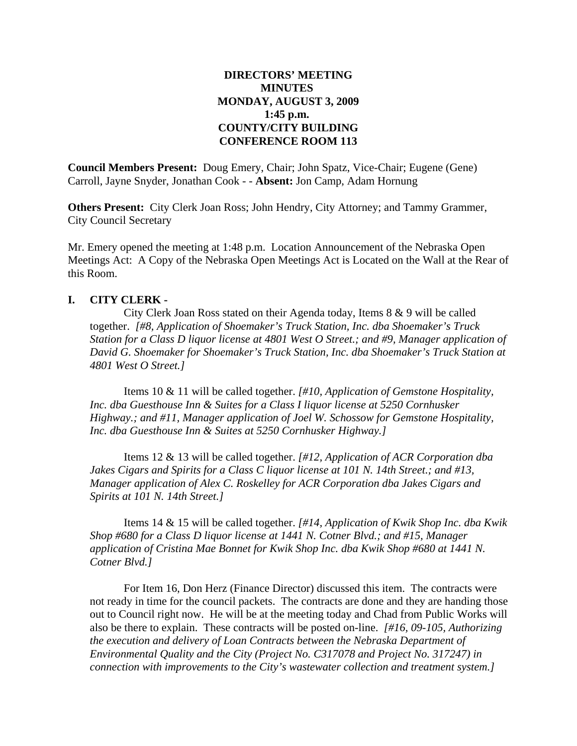**DIRECTORS' MEETING**
**MINUTES**
**MONDAY, AUGUST 3, 2009**
**1:45 p.m.**
**COUNTY/CITY BUILDING**
**CONFERENCE ROOM 113**

**Council Members Present:** Doug Emery, Chair; John Spatz, Vice-Chair; Eugene (Gene) Carroll, Jayne Snyder, Jonathan Cook - - **Absent:** Jon Camp, Adam Hornung

**Others Present:** City Clerk Joan Ross; John Hendry, City Attorney; and Tammy Grammer, City Council Secretary

Mr. Emery opened the meeting at 1:48 p.m. Location Announcement of the Nebraska Open Meetings Act: A Copy of the Nebraska Open Meetings Act is Located on the Wall at the Rear of this Room.

## I. CITY CLERK -

City Clerk Joan Ross stated on their Agenda today, Items 8 & 9 will be called together. *[#8, Application of Shoemaker's Truck Station, Inc. dba Shoemaker's Truck Station for a Class D liquor license at 4801 West O Street.; and #9, Manager application of David G. Shoemaker for Shoemaker's Truck Station, Inc. dba Shoemaker's Truck Station at 4801 West O Street.]*

Items 10 & 11 will be called together. *[#10, Application of Gemstone Hospitality, Inc. dba Guesthouse Inn & Suites for a Class I liquor license at 5250 Cornhusker Highway.; and #11, Manager application of Joel W. Schossow for Gemstone Hospitality, Inc. dba Guesthouse Inn & Suites at 5250 Cornhusker Highway.]*

Items 12 & 13 will be called together. *[#12, Application of ACR Corporation dba Jakes Cigars and Spirits for a Class C liquor license at 101 N. 14th Street.; and #13, Manager application of Alex C. Roskelley for ACR Corporation dba Jakes Cigars and Spirits at 101 N. 14th Street.]*

Items 14 & 15 will be called together. *[#14, Application of Kwik Shop Inc. dba Kwik Shop #680 for a Class D liquor license at 1441 N. Cotner Blvd.; and #15, Manager application of Cristina Mae Bonnet for Kwik Shop Inc. dba Kwik Shop #680 at 1441 N. Cotner Blvd.]*

For Item 16, Don Herz (Finance Director) discussed this item. The contracts were not ready in time for the council packets. The contracts are done and they are handing those out to Council right now. He will be at the meeting today and Chad from Public Works will also be there to explain. These contracts will be posted on-line. *[#16, 09-105, Authorizing the execution and delivery of Loan Contracts between the Nebraska Department of Environmental Quality and the City (Project No. C317078 and Project No. 317247) in connection with improvements to the City's wastewater collection and treatment system.]*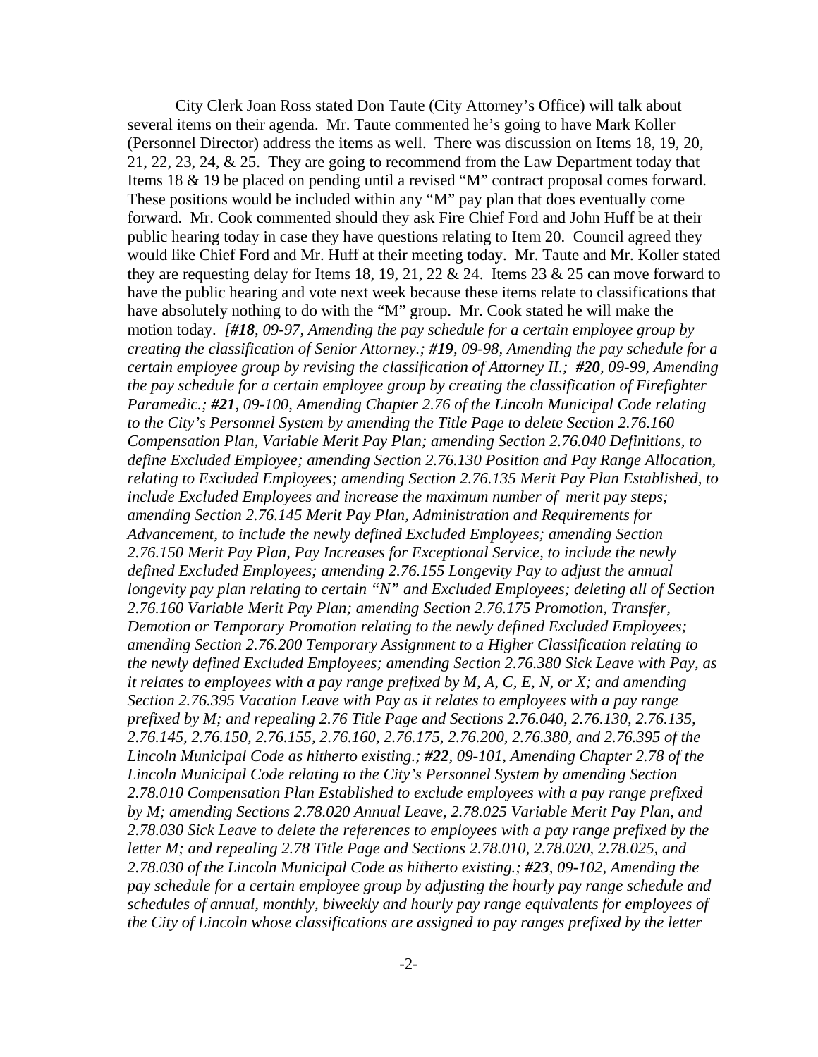City Clerk Joan Ross stated Don Taute (City Attorney's Office) will talk about several items on their agenda. Mr. Taute commented he's going to have Mark Koller (Personnel Director) address the items as well. There was discussion on Items 18, 19, 20, 21, 22, 23, 24, & 25. They are going to recommend from the Law Department today that Items 18 & 19 be placed on pending until a revised "M" contract proposal comes forward. These positions would be included within any "M" pay plan that does eventually come forward. Mr. Cook commented should they ask Fire Chief Ford and John Huff be at their public hearing today in case they have questions relating to Item 20. Council agreed they would like Chief Ford and Mr. Huff at their meeting today. Mr. Taute and Mr. Koller stated they are requesting delay for Items 18, 19, 21, 22 & 24. Items 23 & 25 can move forward to have the public hearing and vote next week because these items relate to classifications that have absolutely nothing to do with the "M" group. Mr. Cook stated he will make the motion today. *[**#18**, 09-97, Amending the pay schedule for a certain employee group by creating the classification of Senior Attorney.; **#19**, 09-98, Amending the pay schedule for a certain employee group by revising the classification of Attorney II.; **#20**, 09-99, Amending the pay schedule for a certain employee group by creating the classification of Firefighter Paramedic.; **#21**, 09-100, Amending Chapter 2.76 of the Lincoln Municipal Code relating to the City's Personnel System by amending the Title Page to delete Section 2.76.160 Compensation Plan, Variable Merit Pay Plan; amending Section 2.76.040 Definitions, to define Excluded Employee; amending Section 2.76.130 Position and Pay Range Allocation, relating to Excluded Employees; amending Section 2.76.135 Merit Pay Plan Established, to include Excluded Employees and increase the maximum number of merit pay steps; amending Section 2.76.145 Merit Pay Plan, Administration and Requirements for Advancement, to include the newly defined Excluded Employees; amending Section 2.76.150 Merit Pay Plan, Pay Increases for Exceptional Service, to include the newly defined Excluded Employees; amending 2.76.155 Longevity Pay to adjust the annual longevity pay plan relating to certain "N" and Excluded Employees; deleting all of Section 2.76.160 Variable Merit Pay Plan; amending Section 2.76.175 Promotion, Transfer, Demotion or Temporary Promotion relating to the newly defined Excluded Employees; amending Section 2.76.200 Temporary Assignment to a Higher Classification relating to the newly defined Excluded Employees; amending Section 2.76.380 Sick Leave with Pay, as it relates to employees with a pay range prefixed by M, A, C, E, N, or X; and amending Section 2.76.395 Vacation Leave with Pay as it relates to employees with a pay range prefixed by M; and repealing 2.76 Title Page and Sections 2.76.040, 2.76.130, 2.76.135, 2.76.145, 2.76.150, 2.76.155, 2.76.160, 2.76.175, 2.76.200, 2.76.380, and 2.76.395 of the Lincoln Municipal Code as hitherto existing.; **#22**, 09-101, Amending Chapter 2.78 of the Lincoln Municipal Code relating to the City's Personnel System by amending Section 2.78.010 Compensation Plan Established to exclude employees with a pay range prefixed by M; amending Sections 2.78.020 Annual Leave, 2.78.025 Variable Merit Pay Plan, and 2.78.030 Sick Leave to delete the references to employees with a pay range prefixed by the letter M; and repealing 2.78 Title Page and Sections 2.78.010, 2.78.020, 2.78.025, and 2.78.030 of the Lincoln Municipal Code as hitherto existing.; **#23**, 09-102, Amending the pay schedule for a certain employee group by adjusting the hourly pay range schedule and schedules of annual, monthly, biweekly and hourly pay range equivalents for employees of the City of Lincoln whose classifications are assigned to pay ranges prefixed by the letter*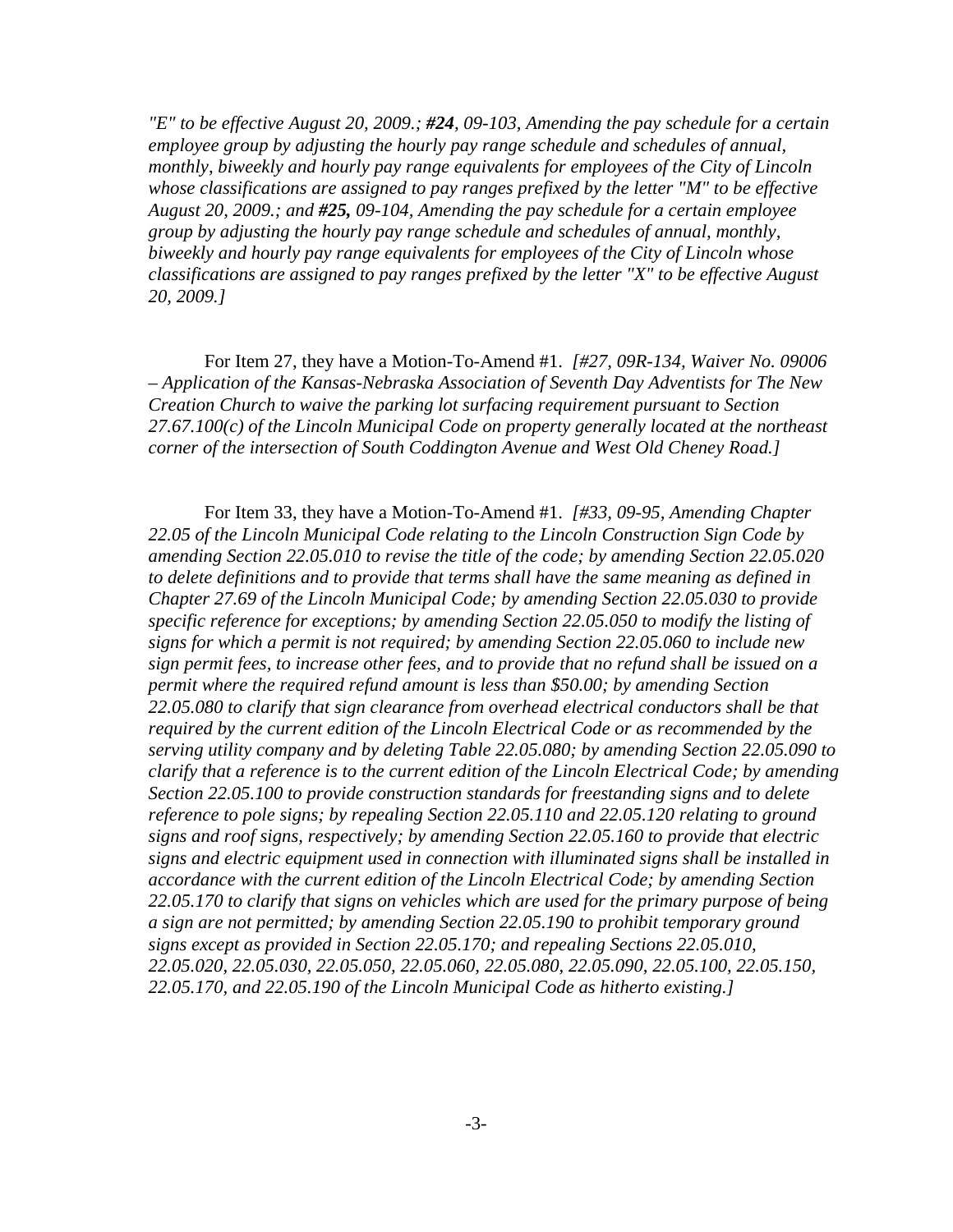*"E" to be effective August 20, 2009.; **#24**, 09-103, Amending the pay schedule for a certain employee group by adjusting the hourly pay range schedule and schedules of annual, monthly, biweekly and hourly pay range equivalents for employees of the City of Lincoln whose classifications are assigned to pay ranges prefixed by the letter "M" to be effective August 20, 2009.; and **#25,** 09-104, Amending the pay schedule for a certain employee group by adjusting the hourly pay range schedule and schedules of annual, monthly, biweekly and hourly pay range equivalents for employees of the City of Lincoln whose classifications are assigned to pay ranges prefixed by the letter "X" to be effective August 20, 2009.]*

For Item 27, they have a Motion-To-Amend #1. *[#27, 09R-134, Waiver No. 09006 – Application of the Kansas-Nebraska Association of Seventh Day Adventists for The New Creation Church to waive the parking lot surfacing requirement pursuant to Section 27.67.100(c) of the Lincoln Municipal Code on property generally located at the northeast corner of the intersection of South Coddington Avenue and West Old Cheney Road.]*

For Item 33, they have a Motion-To-Amend #1. *[#33, 09-95, Amending Chapter 22.05 of the Lincoln Municipal Code relating to the Lincoln Construction Sign Code by amending Section 22.05.010 to revise the title of the code; by amending Section 22.05.020 to delete definitions and to provide that terms shall have the same meaning as defined in Chapter 27.69 of the Lincoln Municipal Code; by amending Section 22.05.030 to provide specific reference for exceptions; by amending Section 22.05.050 to modify the listing of signs for which a permit is not required; by amending Section 22.05.060 to include new sign permit fees, to increase other fees, and to provide that no refund shall be issued on a permit where the required refund amount is less than $50.00; by amending Section 22.05.080 to clarify that sign clearance from overhead electrical conductors shall be that required by the current edition of the Lincoln Electrical Code or as recommended by the serving utility company and by deleting Table 22.05.080; by amending Section 22.05.090 to clarify that a reference is to the current edition of the Lincoln Electrical Code; by amending Section 22.05.100 to provide construction standards for freestanding signs and to delete reference to pole signs; by repealing Section 22.05.110 and 22.05.120 relating to ground signs and roof signs, respectively; by amending Section 22.05.160 to provide that electric signs and electric equipment used in connection with illuminated signs shall be installed in accordance with the current edition of the Lincoln Electrical Code; by amending Section 22.05.170 to clarify that signs on vehicles which are used for the primary purpose of being a sign are not permitted; by amending Section 22.05.190 to prohibit temporary ground signs except as provided in Section 22.05.170; and repealing Sections 22.05.010, 22.05.020, 22.05.030, 22.05.050, 22.05.060, 22.05.080, 22.05.090, 22.05.100, 22.05.150, 22.05.170, and 22.05.190 of the Lincoln Municipal Code as hitherto existing.]*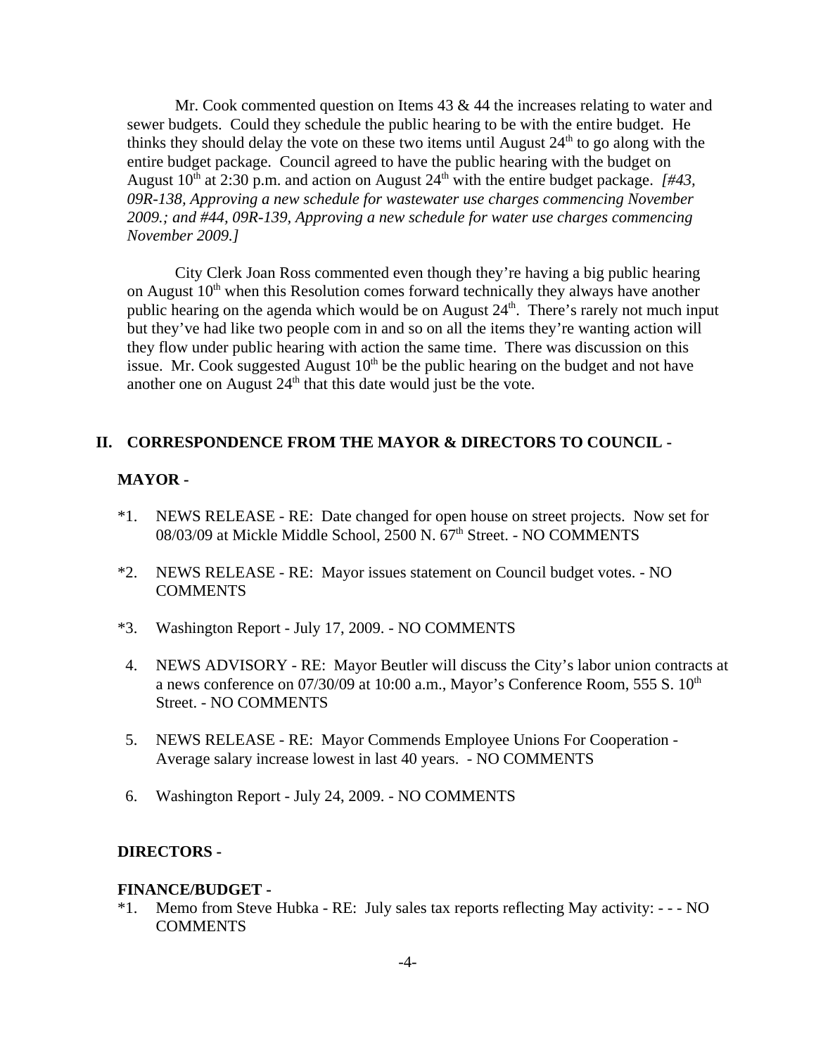Mr. Cook commented question on Items 43 & 44 the increases relating to water and sewer budgets. Could they schedule the public hearing to be with the entire budget. He thinks they should delay the vote on these two items until August 24th to go along with the entire budget package. Council agreed to have the public hearing with the budget on August 10th at 2:30 p.m. and action on August 24th with the entire budget package. *[#43, 09R-138, Approving a new schedule for wastewater use charges commencing November 2009.; and #44, 09R-139, Approving a new schedule for water use charges commencing November 2009.]*

City Clerk Joan Ross commented even though they're having a big public hearing on August 10th when this Resolution comes forward technically they always have another public hearing on the agenda which would be on August 24th. There's rarely not much input but they've had like two people com in and so on all the items they're wanting action will they flow under public hearing with action the same time. There was discussion on this issue. Mr. Cook suggested August 10th be the public hearing on the budget and not have another one on August 24th that this date would just be the vote.

## II. CORRESPONDENCE FROM THE MAYOR & DIRECTORS TO COUNCIL -

### MAYOR -

*1. NEWS RELEASE - RE: Date changed for open house on street projects. Now set for 08/03/09 at Mickle Middle School, 2500 N. 67th Street. - NO COMMENTS

*2. NEWS RELEASE - RE: Mayor issues statement on Council budget votes. - NO COMMENTS

*3. Washington Report - July 17, 2009. - NO COMMENTS

4. NEWS ADVISORY - RE: Mayor Beutler will discuss the City's labor union contracts at a news conference on 07/30/09 at 10:00 a.m., Mayor's Conference Room, 555 S. 10th Street. - NO COMMENTS

5. NEWS RELEASE - RE: Mayor Commends Employee Unions For Cooperation - Average salary increase lowest in last 40 years. - NO COMMENTS

6. Washington Report - July 24, 2009. - NO COMMENTS

### DIRECTORS -

#### FINANCE/BUDGET -

*1. Memo from Steve Hubka - RE: July sales tax reports reflecting May activity: - - - NO COMMENTS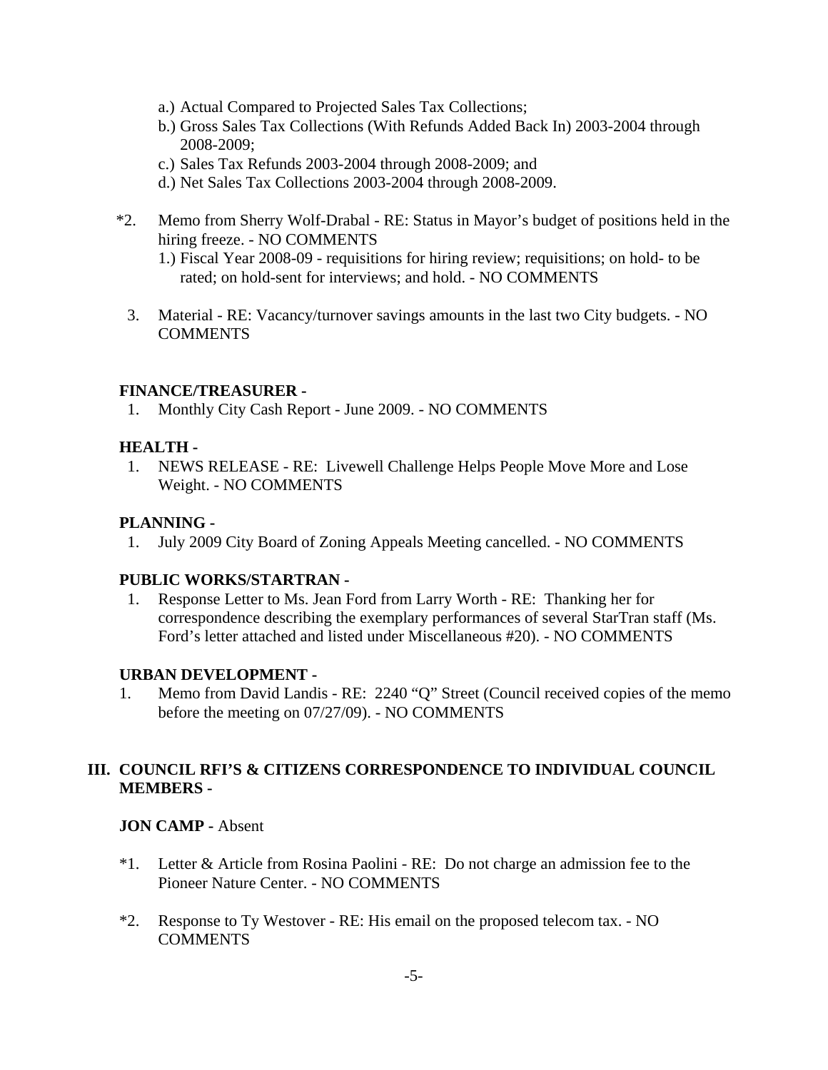a.) Actual Compared to Projected Sales Tax Collections;
b.) Gross Sales Tax Collections (With Refunds Added Back In) 2003-2004 through 2008-2009;
c.) Sales Tax Refunds 2003-2004 through 2008-2009; and
d.) Net Sales Tax Collections 2003-2004 through 2008-2009.

*2. Memo from Sherry Wolf-Drabal - RE: Status in Mayor's budget of positions held in the hiring freeze. - NO COMMENTS
   1.) Fiscal Year 2008-09 - requisitions for hiring review; requisitions; on hold- to be rated; on hold-sent for interviews; and hold. - NO COMMENTS

3. Material - RE: Vacancy/turnover savings amounts in the last two City budgets. - NO COMMENTS

**FINANCE/TREASURER -**

1. Monthly City Cash Report - June 2009. - NO COMMENTS

**HEALTH -**

1. NEWS RELEASE - RE: Livewell Challenge Helps People Move More and Lose Weight. - NO COMMENTS

**PLANNING -**

1. July 2009 City Board of Zoning Appeals Meeting cancelled. - NO COMMENTS

**PUBLIC WORKS/STARTRAN -**

1. Response Letter to Ms. Jean Ford from Larry Worth - RE: Thanking her for correspondence describing the exemplary performances of several StarTran staff (Ms. Ford's letter attached and listed under Miscellaneous #20). - NO COMMENTS

**URBAN DEVELOPMENT -**

1. Memo from David Landis - RE: 2240 "Q" Street (Council received copies of the memo before the meeting on 07/27/09). - NO COMMENTS

## III. COUNCIL RFI'S & CITIZENS CORRESPONDENCE TO INDIVIDUAL COUNCIL MEMBERS -

**JON CAMP -** Absent

*1. Letter & Article from Rosina Paolini - RE: Do not charge an admission fee to the Pioneer Nature Center. - NO COMMENTS

*2. Response to Ty Westover - RE: His email on the proposed telecom tax. - NO COMMENTS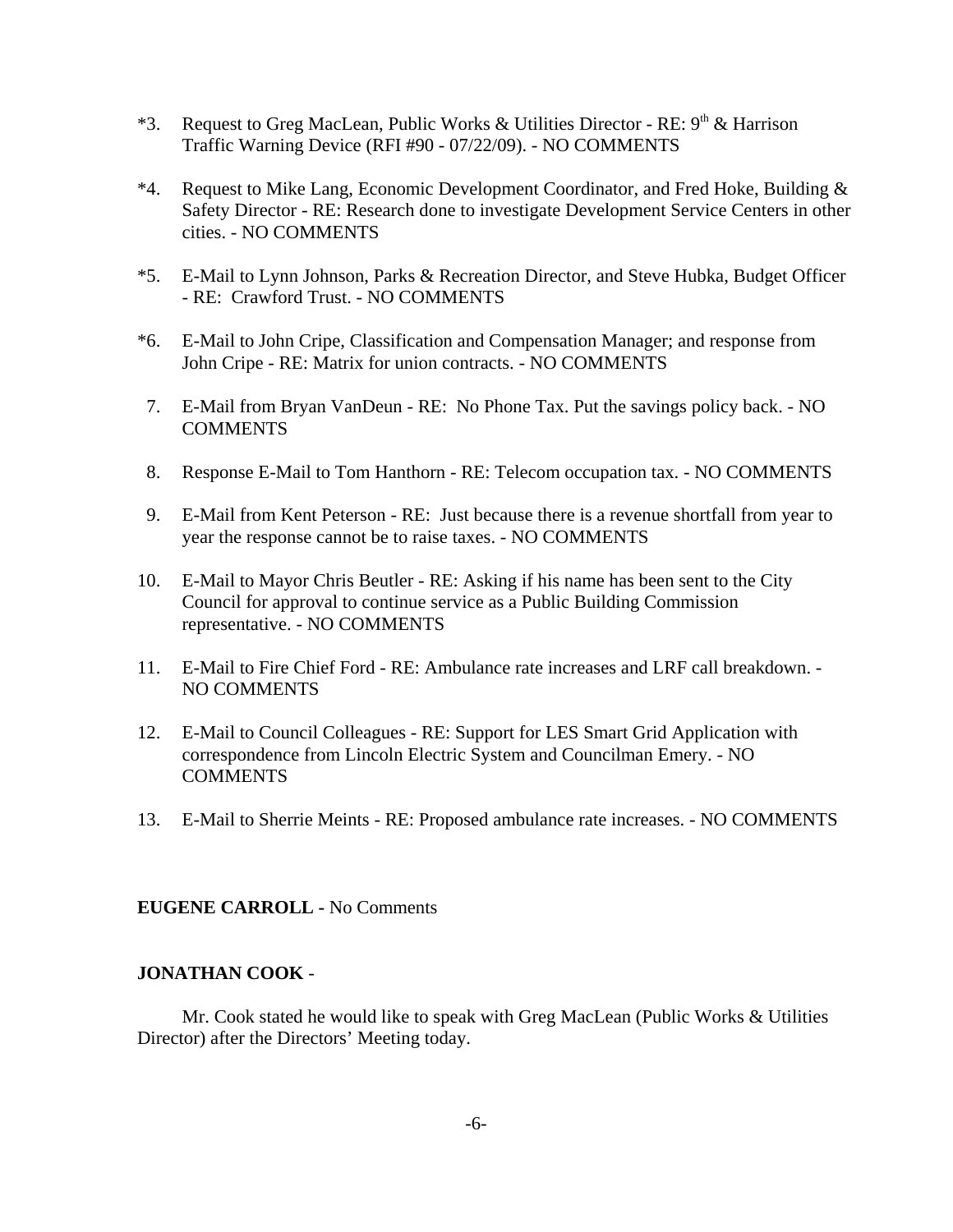*3. Request to Greg MacLean, Public Works & Utilities Director - RE: 9th & Harrison Traffic Warning Device (RFI #90 - 07/22/09). - NO COMMENTS

*4. Request to Mike Lang, Economic Development Coordinator, and Fred Hoke, Building & Safety Director - RE: Research done to investigate Development Service Centers in other cities. - NO COMMENTS

*5. E-Mail to Lynn Johnson, Parks & Recreation Director, and Steve Hubka, Budget Officer - RE: Crawford Trust. - NO COMMENTS

*6. E-Mail to John Cripe, Classification and Compensation Manager; and response from John Cripe - RE: Matrix for union contracts. - NO COMMENTS

7. E-Mail from Bryan VanDeun - RE: No Phone Tax. Put the savings policy back. - NO COMMENTS

8. Response E-Mail to Tom Hanthorn - RE: Telecom occupation tax. - NO COMMENTS

9. E-Mail from Kent Peterson - RE: Just because there is a revenue shortfall from year to year the response cannot be to raise taxes. - NO COMMENTS

10. E-Mail to Mayor Chris Beutler - RE: Asking if his name has been sent to the City Council for approval to continue service as a Public Building Commission representative. - NO COMMENTS

11. E-Mail to Fire Chief Ford - RE: Ambulance rate increases and LRF call breakdown. - NO COMMENTS

12. E-Mail to Council Colleagues - RE: Support for LES Smart Grid Application with correspondence from Lincoln Electric System and Councilman Emery. - NO COMMENTS

13. E-Mail to Sherrie Meints - RE: Proposed ambulance rate increases. - NO COMMENTS

**EUGENE CARROLL -** No Comments

**JONATHAN COOK** -

Mr. Cook stated he would like to speak with Greg MacLean (Public Works & Utilities Director) after the Directors' Meeting today.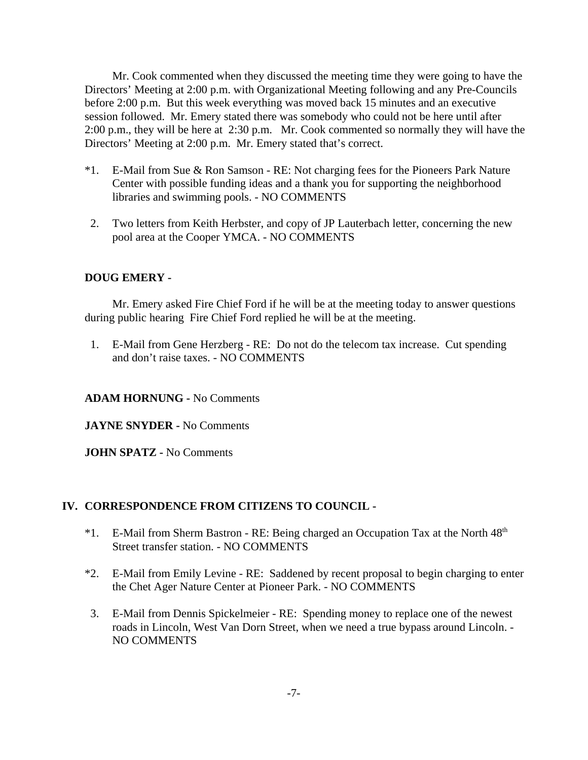Mr. Cook commented when they discussed the meeting time they were going to have the Directors' Meeting at 2:00 p.m. with Organizational Meeting following and any Pre-Councils before 2:00 p.m. But this week everything was moved back 15 minutes and an executive session followed. Mr. Emery stated there was somebody who could not be here until after 2:00 p.m., they will be here at 2:30 p.m. Mr. Cook commented so normally they will have the Directors' Meeting at 2:00 p.m. Mr. Emery stated that's correct.

*1. E-Mail from Sue & Ron Samson - RE: Not charging fees for the Pioneers Park Nature Center with possible funding ideas and a thank you for supporting the neighborhood libraries and swimming pools. - NO COMMENTS

2. Two letters from Keith Herbster, and copy of JP Lauterbach letter, concerning the new pool area at the Cooper YMCA. - NO COMMENTS

**DOUG EMERY -**

Mr. Emery asked Fire Chief Ford if he will be at the meeting today to answer questions during public hearing Fire Chief Ford replied he will be at the meeting.

1. E-Mail from Gene Herzberg - RE: Do not do the telecom tax increase. Cut spending and don't raise taxes. - NO COMMENTS

**ADAM HORNUNG -** No Comments

**JAYNE SNYDER -** No Comments

**JOHN SPATZ -** No Comments

## IV. CORRESPONDENCE FROM CITIZENS TO COUNCIL -

*1. E-Mail from Sherm Bastron - RE: Being charged an Occupation Tax at the North 48th Street transfer station. - NO COMMENTS

*2. E-Mail from Emily Levine - RE: Saddened by recent proposal to begin charging to enter the Chet Ager Nature Center at Pioneer Park. - NO COMMENTS

3. E-Mail from Dennis Spickelmeier - RE: Spending money to replace one of the newest roads in Lincoln, West Van Dorn Street, when we need a true bypass around Lincoln. - NO COMMENTS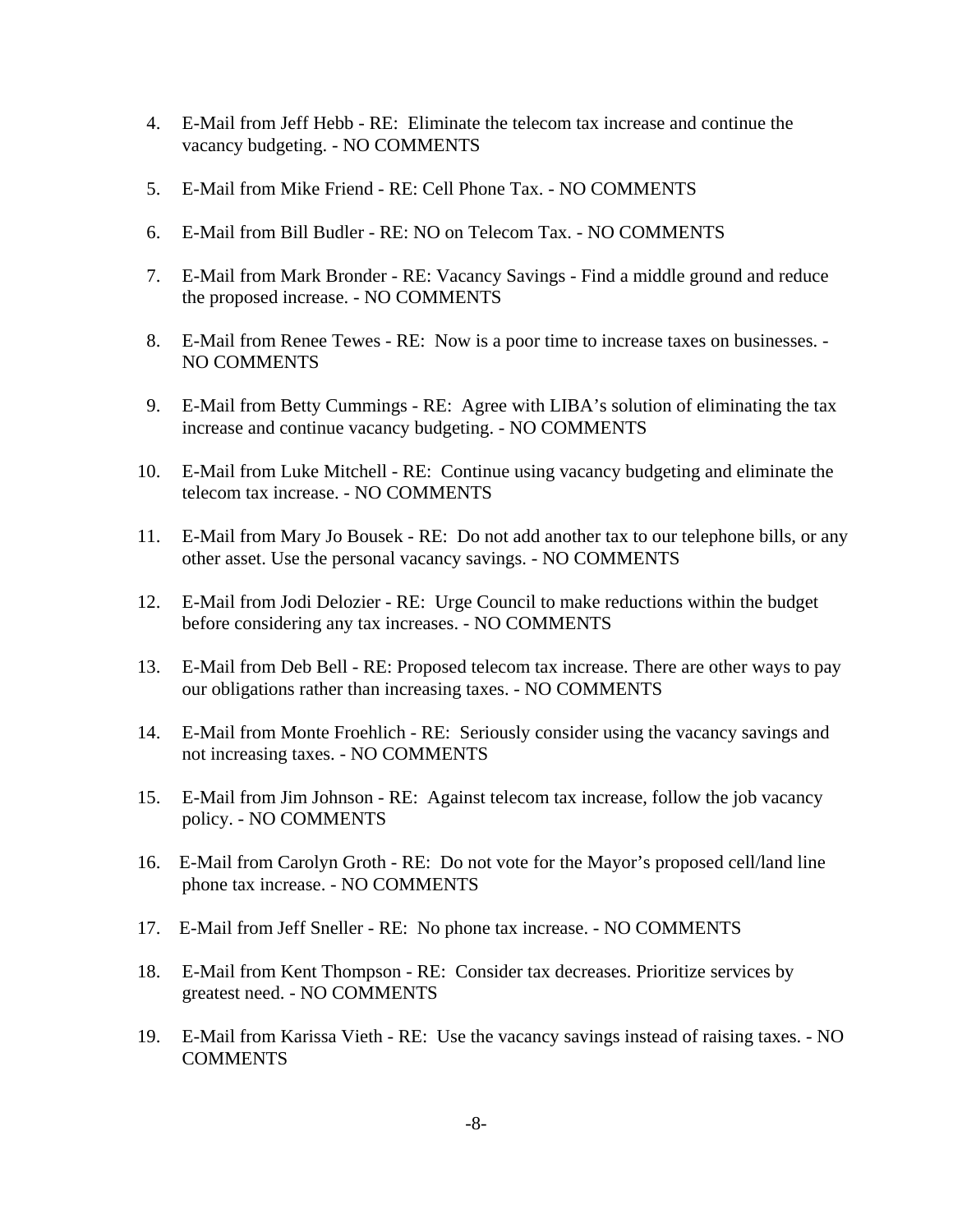4. E-Mail from Jeff Hebb - RE: Eliminate the telecom tax increase and continue the vacancy budgeting. - NO COMMENTS

5. E-Mail from Mike Friend - RE: Cell Phone Tax. - NO COMMENTS

6. E-Mail from Bill Budler - RE: NO on Telecom Tax. - NO COMMENTS

7. E-Mail from Mark Bronder - RE: Vacancy Savings - Find a middle ground and reduce the proposed increase. - NO COMMENTS

8. E-Mail from Renee Tewes - RE: Now is a poor time to increase taxes on businesses. - NO COMMENTS

9. E-Mail from Betty Cummings - RE: Agree with LIBA's solution of eliminating the tax increase and continue vacancy budgeting. - NO COMMENTS

10. E-Mail from Luke Mitchell - RE: Continue using vacancy budgeting and eliminate the telecom tax increase. - NO COMMENTS

11. E-Mail from Mary Jo Bousek - RE: Do not add another tax to our telephone bills, or any other asset. Use the personal vacancy savings. - NO COMMENTS

12. E-Mail from Jodi Delozier - RE: Urge Council to make reductions within the budget before considering any tax increases. - NO COMMENTS

13. E-Mail from Deb Bell - RE: Proposed telecom tax increase. There are other ways to pay our obligations rather than increasing taxes. - NO COMMENTS

14. E-Mail from Monte Froehlich - RE: Seriously consider using the vacancy savings and not increasing taxes. - NO COMMENTS

15. E-Mail from Jim Johnson - RE: Against telecom tax increase, follow the job vacancy policy. - NO COMMENTS

16. E-Mail from Carolyn Groth - RE: Do not vote for the Mayor's proposed cell/land line phone tax increase. - NO COMMENTS

17. E-Mail from Jeff Sneller - RE: No phone tax increase. - NO COMMENTS

18. E-Mail from Kent Thompson - RE: Consider tax decreases. Prioritize services by greatest need. - NO COMMENTS

19. E-Mail from Karissa Vieth - RE: Use the vacancy savings instead of raising taxes. - NO COMMENTS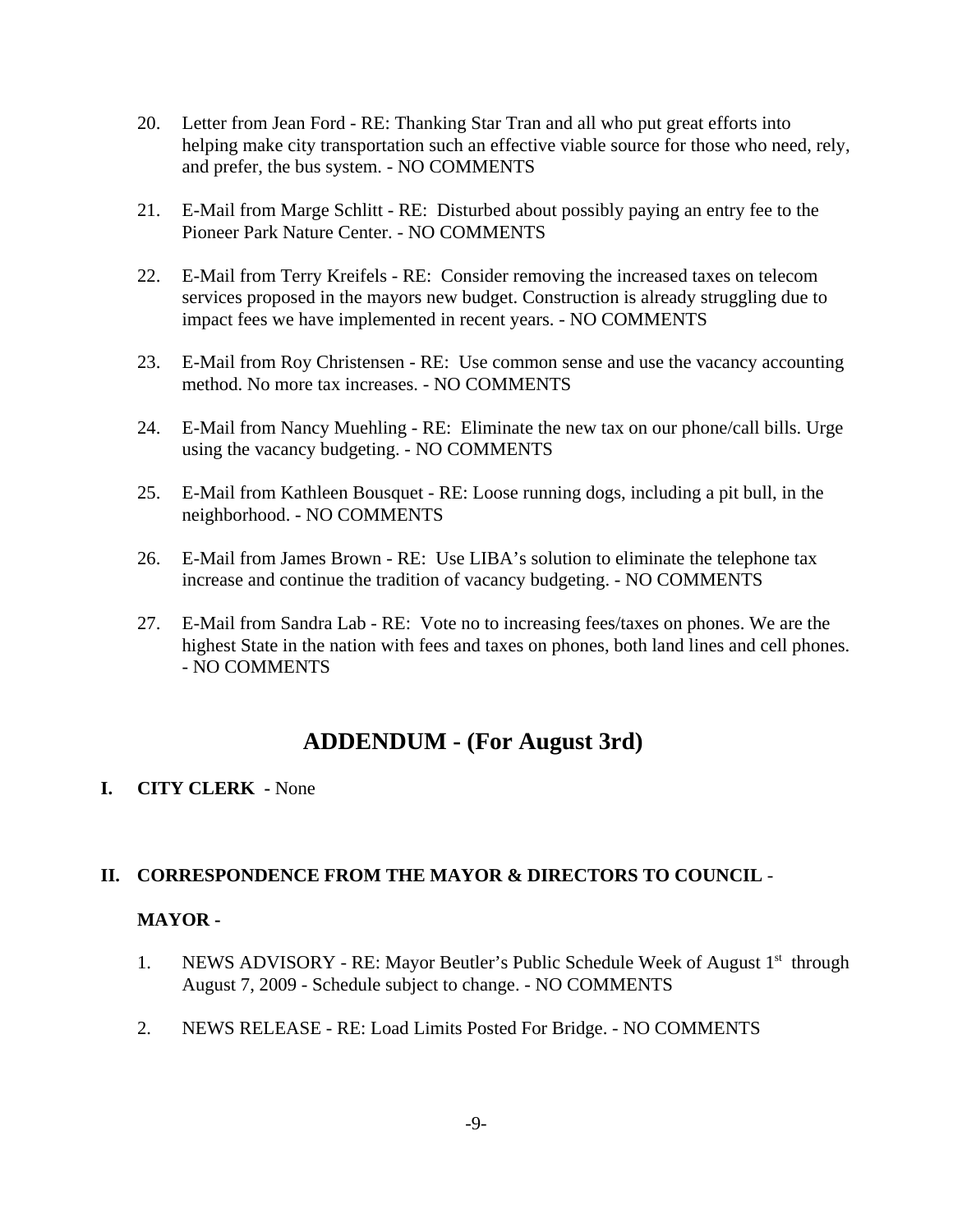20. Letter from Jean Ford - RE: Thanking Star Tran and all who put great efforts into helping make city transportation such an effective viable source for those who need, rely, and prefer, the bus system. - NO COMMENTS

21. E-Mail from Marge Schlitt - RE: Disturbed about possibly paying an entry fee to the Pioneer Park Nature Center. - NO COMMENTS

22. E-Mail from Terry Kreifels - RE: Consider removing the increased taxes on telecom services proposed in the mayors new budget. Construction is already struggling due to impact fees we have implemented in recent years. - NO COMMENTS

23. E-Mail from Roy Christensen - RE: Use common sense and use the vacancy accounting method. No more tax increases. - NO COMMENTS

24. E-Mail from Nancy Muehling - RE: Eliminate the new tax on our phone/call bills. Urge using the vacancy budgeting. - NO COMMENTS

25. E-Mail from Kathleen Bousquet - RE: Loose running dogs, including a pit bull, in the neighborhood. - NO COMMENTS

26. E-Mail from James Brown - RE: Use LIBA's solution to eliminate the telephone tax increase and continue the tradition of vacancy budgeting. - NO COMMENTS

27. E-Mail from Sandra Lab - RE: Vote no to increasing fees/taxes on phones. We are the highest State in the nation with fees and taxes on phones, both land lines and cell phones. - NO COMMENTS

## ADDENDUM - (For August 3rd)

**I. CITY CLERK -** None

**II. CORRESPONDENCE FROM THE MAYOR & DIRECTORS TO COUNCIL -**

**MAYOR -**

1. NEWS ADVISORY - RE: Mayor Beutler's Public Schedule Week of August 1st through August 7, 2009 - Schedule subject to change. - NO COMMENTS

2. NEWS RELEASE - RE: Load Limits Posted For Bridge. - NO COMMENTS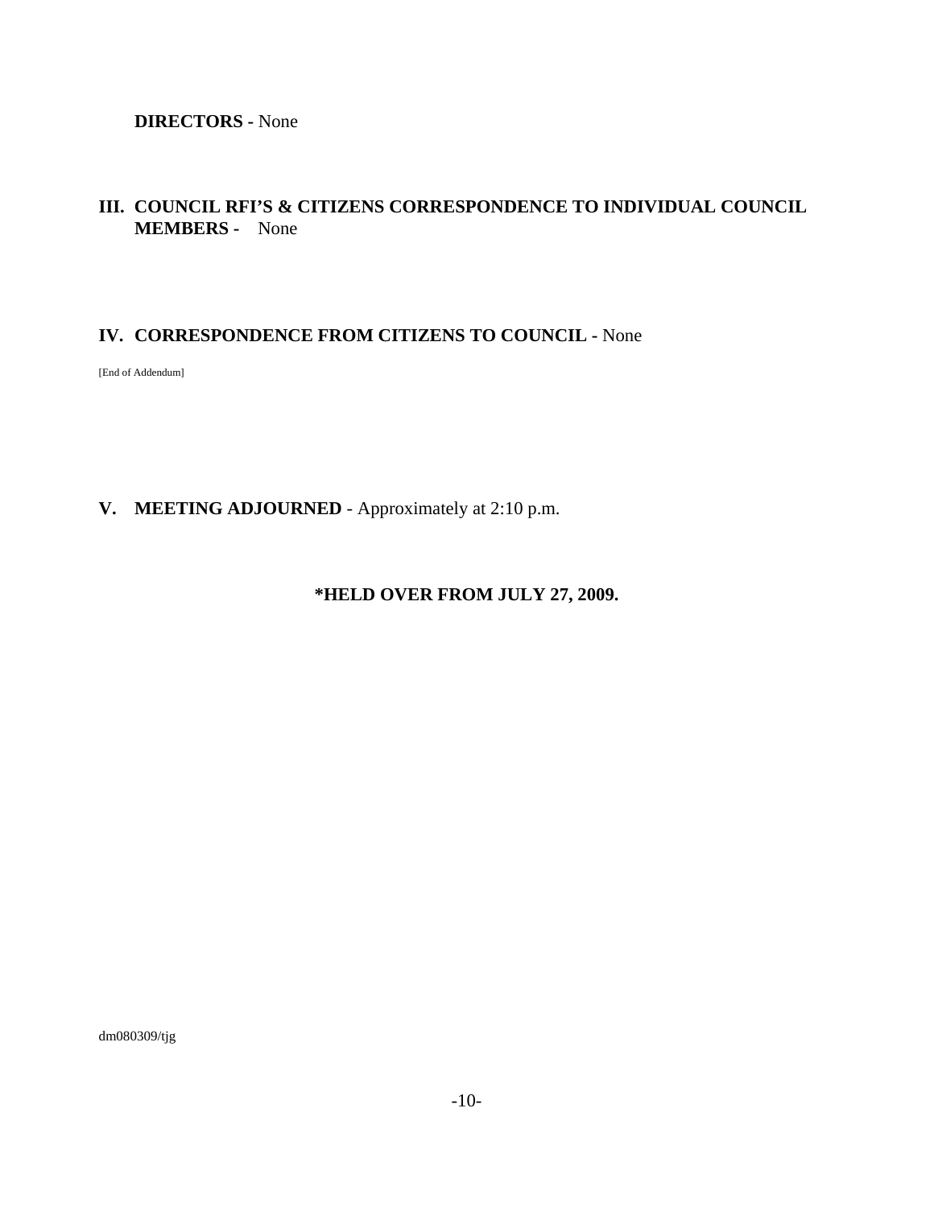**DIRECTORS -** None

## III. COUNCIL RFI'S & CITIZENS CORRESPONDENCE TO INDIVIDUAL COUNCIL MEMBERS - None

## IV. CORRESPONDENCE FROM CITIZENS TO COUNCIL - None

[End of Addendum]

## V. MEETING ADJOURNED - Approximately at 2:10 p.m.

**\*HELD OVER FROM JULY 27, 2009.**

dm080309/tjg